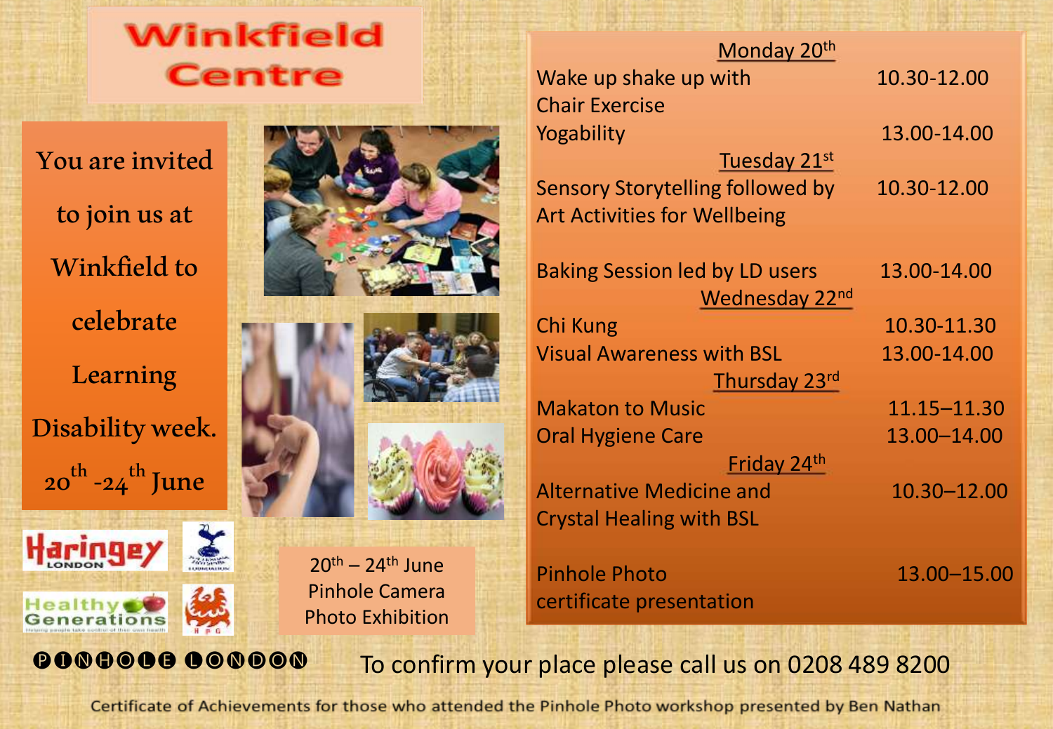# Winkfield Centre

You are invited to join us at Winkfield to celebrate Learning Disability week. 20th -24th June

20th – 24th June Pinhole Camera Photo Exhibition

PINHOLE LONDON

**Monday 20th**

| | |
|---|---|
| Wake up shake up with Chair Exercise | 10.30-12.00 |
| Yogability | 13.00-14.00 |

**Tuesday 21st**

| | |
|---|---|
| Sensory Storytelling followed by Art Activities for Wellbeing | 10.30-12.00 |
| Baking Session led by LD users | 13.00-14.00 |

**Wednesday 22nd**

| | |
|---|---|
| Chi Kung | 10.30-11.30 |
| Visual Awareness with BSL | 13.00-14.00 |

**Thursday 23rd**

| | |
|---|---|
| Makaton to Music | 11.15–11.30 |
| Oral Hygiene Care | 13.00–14.00 |

**Friday 24th**

| | |
|---|---|
| Alternative Medicine and Crystal Healing with BSL | 10.30–12.00 |
| Pinhole Photo certificate presentation | 13.00–15.00 |

To confirm your place please call us on 0208 489 8200

Certificate of Achievements for those who attended the Pinhole Photo workshop presented by Ben Nathan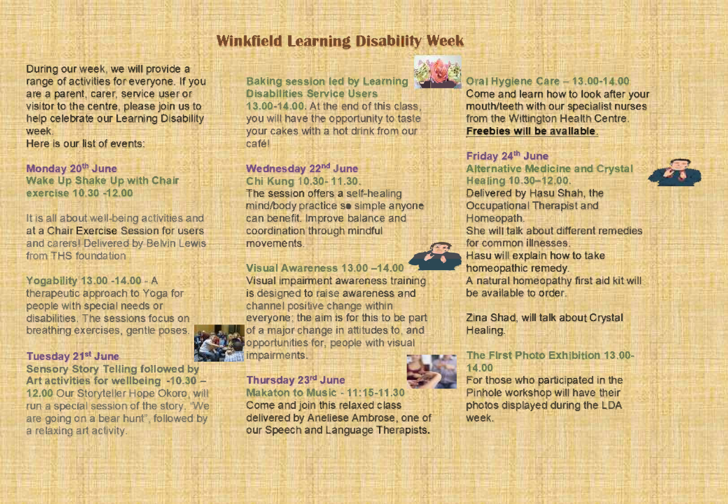# Winkfield Learning Disability Week

During our week, we will provide a range of activities for everyone. If you are a parent, carer, service user or visitor to the centre, please join us to help celebrate our Learning Disability week.
Here is our list of events:

## Monday 20th June

**Wake Up Shake Up with Chair exercise 10.30 -12.00**

It is all about well-being activities and at a Chair Exercise Session for users and carers! Delivered by Belvin Lewis from THS foundation

**Yogability 13.00 -14.00** - A therapeutic approach to Yoga for people with special needs or disabilities. The sessions focus on breathing exercises, gentle poses.

## Tuesday 21st June

**Sensory Story Telling followed by Art activities for wellbeing -10.30 – 12.00** Our Storyteller Hope Okoro, will run a special session of the story. "We are going on a bear hunt", followed by a relaxing art activity.

**Baking session led by Learning Disabilities Service Users 13.00-14.00.** At the end of this class, you will have the opportunity to taste your cakes with a hot drink from our café!

## Wednesday 22nd June

**Chi Kung 10.30- 11.30.**
The session offers a self-healing mind/body practice so simple anyone can benefit. Improve balance and coordination through mindful movements.

**Visual Awareness 13.00 –14.00**
Visual impairment awareness training is designed to raise awareness and channel positive change within everyone; the aim is for this to be part of a major change in attitudes to, and opportunities for, people with visual impairments.

## Thursday 23rd June

**Makaton to Music - 11:15-11.30**
Come and join this relaxed class delivered by Aneliese Ambrose, one of our Speech and Language Therapists.

**Oral Hygiene Care – 13.00-14.00**
Come and learn how to look after your mouth/teeth with our specialist nurses from the Wittington Health Centre.
**Freebies will be available.**

## Friday 24th June

**Alternative Medicine and Crystal Healing 10.30–12.00.**
Delivered by Hasu Shah, the Occupational Therapist and Homeopath.
She will talk about different remedies for common illnesses.
Hasu will explain how to take homeopathic remedy.
A natural homeopathy first aid kit will be available to order.

Zina Shad, will talk about Crystal Healing.

**The First Photo Exhibition 13.00-14.00**
For those who participated in the Pinhole workshop will have their photos displayed during the LDA week.